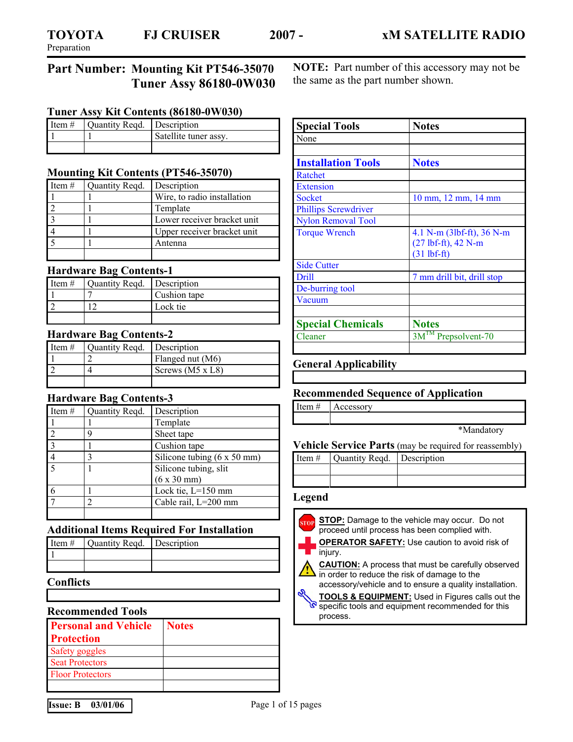# TOYOTA FJ CRUISER 2007 - xM SATELLITE RADIO

Preparation

## Part Number: Mounting Kit PT546-35070 / Tuner Assy 86180-0W030

**NOTE:** Part number of this accessory may not be the same as the part number shown.

### Tuner Assy Kit Contents (86180-0W030)

| Item # | Quantity Reqd. | Description |
|---|---|---|
| 1 | 1 | Satellite tuner assy. |
| | | |

### Mounting Kit Contents (PT546-35070)

| Item # | Quantity Reqd. | Description |
|---|---|---|
| 1 | 1 | Wire, to radio installation |
| 2 | 1 | Template |
| 3 | 1 | Lower receiver bracket unit |
| 4 | 1 | Upper receiver bracket unit |
| 5 | 1 | Antenna |
| | | |

### Hardware Bag Contents-1

| Item # | Quantity Reqd. | Description |
|---|---|---|
| 1 | 7 | Cushion tape |
| 2 | 12 | Lock tie |
| | | |

### Hardware Bag Contents-2

| Item # | Quantity Reqd. | Description |
|---|---|---|
| 1 | 2 | Flanged nut (M6) |
| 2 | 4 | Screws (M5 x L8) |
| | | |

### Hardware Bag Contents-3

| Item # | Quantity Reqd. | Description |
|---|---|---|
| 1 | 1 | Template |
| 2 | 9 | Sheet tape |
| 3 | 1 | Cushion tape |
| 4 | 3 | Silicone tubing (6 x 50 mm) |
| 5 | 1 | Silicone tubing, slit (6 x 30 mm) |
| 6 | 1 | Lock tie, L=150 mm |
| 7 | 2 | Cable rail, L=200 mm |
| | | |

### Additional Items Required For Installation

| Item # | Quantity Reqd. | Description |
|---|---|---|
| 1 | | |
| | | |

### Conflicts

### Recommended Tools

| Personal and Vehicle Protection | Notes |
|---|---|
| Safety goggles | |
| Seat Protectors | |
| Floor Protectors | |
| | |

| Special Tools | Notes |
|---|---|
| None | |
| | |
| **Installation Tools** | **Notes** |
| Ratchet | |
| Extension | |
| Socket | 10 mm, 12 mm, 14 mm |
| Phillips Screwdriver | |
| Nylon Removal Tool | |
| Torque Wrench | 4.1 N-m (3lbf-ft), 36 N-m (27 lbf-ft), 42 N-m (31 lbf-ft) |
| Side Cutter | |
| Drill | 7 mm drill bit, drill stop |
| De-burring tool | |
| Vacuum | |
| | |
| **Special Chemicals** | **Notes** |
| Cleaner | 3M™ Prepsolvent-70 |
| | |

### General Applicability

### Recommended Sequence of Application

| Item # | Accessory |
|---|---|
| | |

*Mandatory

### Vehicle Service Parts (may be required for reassembly)

| Item # | Quantity Reqd. | Description |
|---|---|---|
| | | |
| | | |

### Legend

**STOP:** Damage to the vehicle may occur. Do not proceed until process has been complied with.

**OPERATOR SAFETY:** Use caution to avoid risk of injury.

**CAUTION:** A process that must be carefully observed in order to reduce the risk of damage to the accessory/vehicle and to ensure a quality installation.

**TOOLS & EQUIPMENT:** Used in Figures calls out the specific tools and equipment recommended for this process.

Issue: B 03/01/06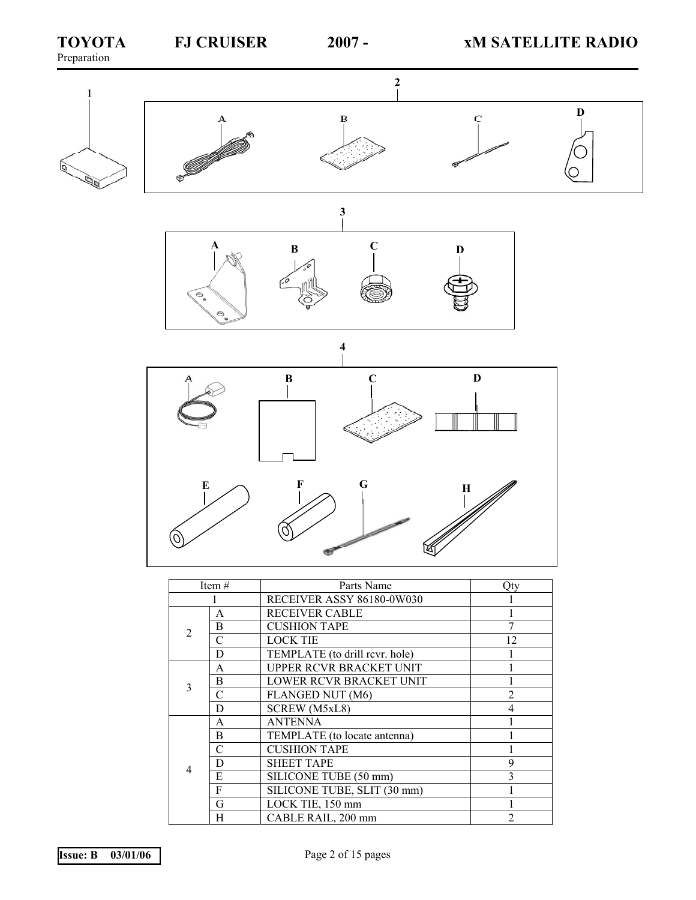# Preparation

| Item # | | Parts Name | Qty |
| --- | --- | --- | --- |
| 1 | | RECEIVER ASSY 86180-0W030 | 1 |
| 2 | A | RECEIVER CABLE | 1 |
| | B | CUSHION TAPE | 7 |
| | C | LOCK TIE | 12 |
| | D | TEMPLATE (to drill rcvr. hole) | 1 |
| 3 | A | UPPER RCVR BRACKET UNIT | 1 |
| | B | LOWER RCVR BRACKET UNIT | 1 |
| | C | FLANGED NUT (M6) | 2 |
| | D | SCREW (M5xL8) | 4 |
| 4 | A | ANTENNA | 1 |
| | B | TEMPLATE (to locate antenna) | 1 |
| | C | CUSHION TAPE | 1 |
| | D | SHEET TAPE | 9 |
| | E | SILICONE TUBE (50 mm) | 3 |
| | F | SILICONE TUBE, SLIT (30 mm) | 1 |
| | G | LOCK TIE, 150 mm | 1 |
| | H | CABLE RAIL, 200 mm | 2 |

Issue: B 03/01/06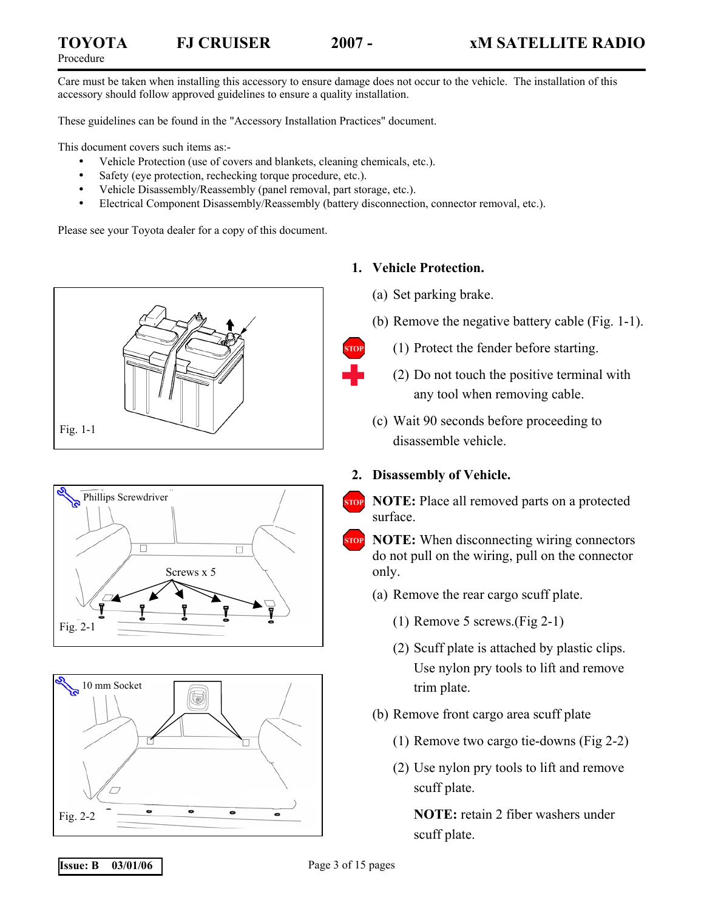Care must be taken when installing this accessory to ensure damage does not occur to the vehicle. The installation of this accessory should follow approved guidelines to ensure a quality installation.

These guidelines can be found in the "Accessory Installation Practices" document.

This document covers such items as:-

- Vehicle Protection (use of covers and blankets, cleaning chemicals, etc.).
- Safety (eye protection, rechecking torque procedure, etc.).
- Vehicle Disassembly/Reassembly (panel removal, part storage, etc.).
- Electrical Component Disassembly/Reassembly (battery disconnection, connector removal, etc.).

Please see your Toyota dealer for a copy of this document.

**1. Vehicle Protection.**

(a) Set parking brake.

(b) Remove the negative battery cable (Fig. 1-1).

(1) Protect the fender before starting.

(2) Do not touch the positive terminal with any tool when removing cable.

(c) Wait 90 seconds before proceeding to disassemble vehicle.

Fig. 1-1

**2. Disassembly of Vehicle.**

**NOTE:** Place all removed parts on a protected surface.

**NOTE:** When disconnecting wiring connectors do not pull on the wiring, pull on the connector only.

(a) Remove the rear cargo scuff plate.

(1) Remove 5 screws.(Fig 2-1)

(2) Scuff plate is attached by plastic clips. Use nylon pry tools to lift and remove trim plate.

Phillips Screwdriver

Screws x 5

Fig. 2-1

(b) Remove front cargo area scuff plate

(1) Remove two cargo tie-downs (Fig 2-2)

(2) Use nylon pry tools to lift and remove scuff plate.

**NOTE:** retain 2 fiber washers under scuff plate.

10 mm Socket

Fig. 2-2

Issue: B 03/01/06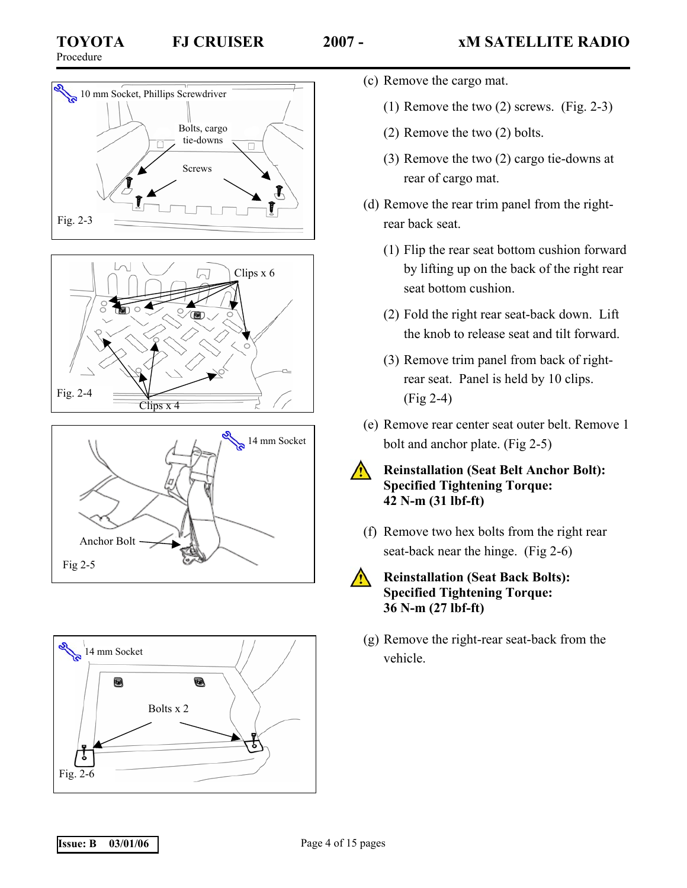10 mm Socket, Phillips Screwdriver

Bolts, cargo tie-downs

Screws

Fig. 2-3

Clips x 6

Fig. 2-4

Clips x 4

14 mm Socket

Anchor Bolt

Fig 2-5

14 mm Socket

Bolts x 2

Fig. 2-6

(c) Remove the cargo mat.

(1) Remove the two (2) screws. (Fig. 2-3)

(2) Remove the two (2) bolts.

(3) Remove the two (2) cargo tie-downs at rear of cargo mat.

(d) Remove the rear trim panel from the right-rear back seat.

(1) Flip the rear seat bottom cushion forward by lifting up on the back of the right rear seat bottom cushion.

(2) Fold the right rear seat-back down. Lift the knob to release seat and tilt forward.

(3) Remove trim panel from back of right-rear seat. Panel is held by 10 clips. (Fig 2-4)

(e) Remove rear center seat outer belt. Remove 1 bolt and anchor plate. (Fig 2-5)

**Reinstallation (Seat Belt Anchor Bolt):**
**Specified Tightening Torque:**
**42 N-m (31 lbf-ft)**

(f) Remove two hex bolts from the right rear seat-back near the hinge. (Fig 2-6)

**Reinstallation (Seat Back Bolts):**
**Specified Tightening Torque:**
**36 N-m (27 lbf-ft)**

(g) Remove the right-rear seat-back from the vehicle.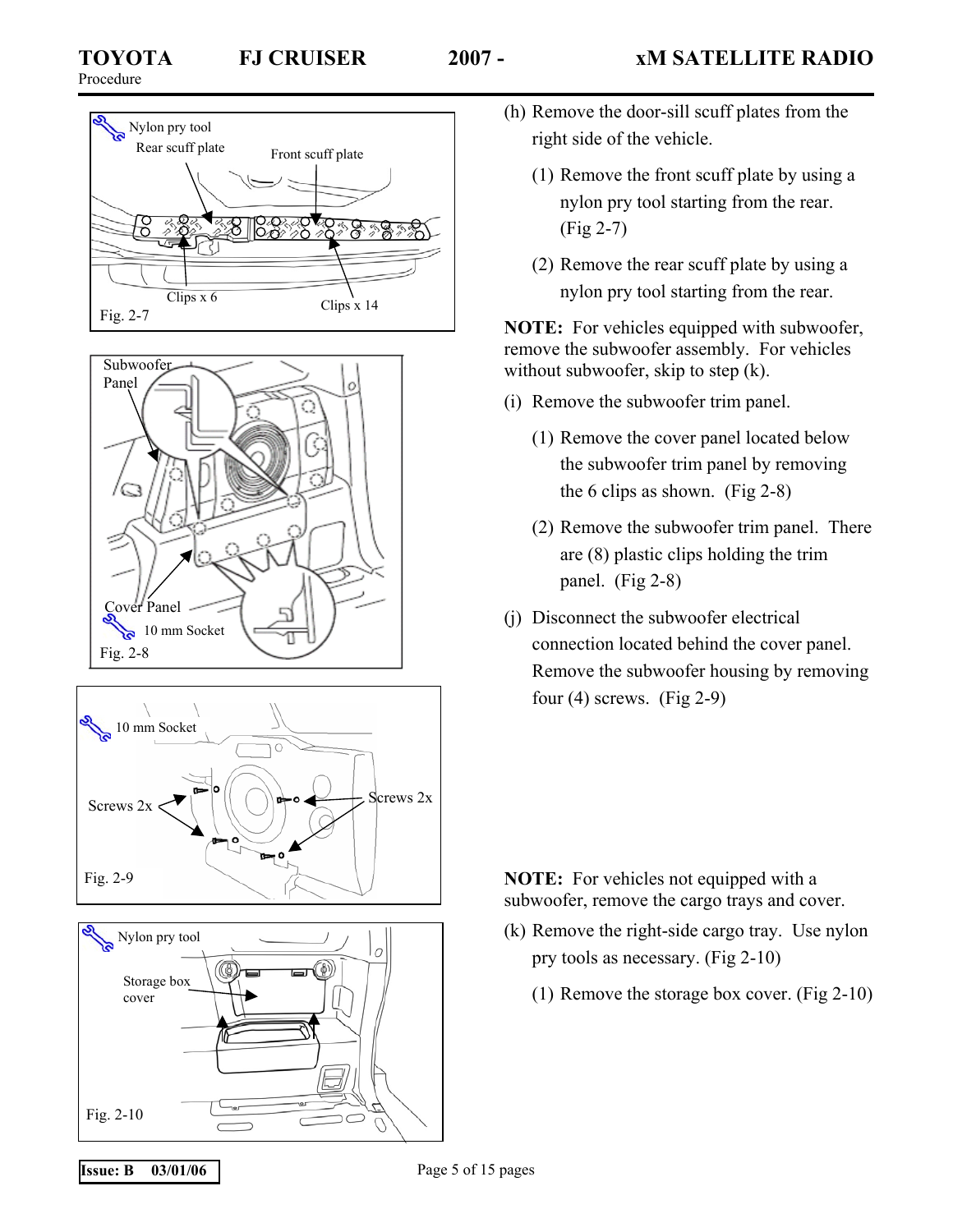Procedure

(h) Remove the door-sill scuff plates from the right side of the vehicle.

(1) Remove the front scuff plate by using a nylon pry tool starting from the rear. (Fig 2-7)

(2) Remove the rear scuff plate by using a nylon pry tool starting from the rear.

**NOTE:** For vehicles equipped with subwoofer, remove the subwoofer assembly. For vehicles without subwoofer, skip to step (k).

(i) Remove the subwoofer trim panel.

(1) Remove the cover panel located below the subwoofer trim panel by removing the 6 clips as shown. (Fig 2-8)

(2) Remove the subwoofer trim panel. There are (8) plastic clips holding the trim panel. (Fig 2-8)

(j) Disconnect the subwoofer electrical connection located behind the cover panel. Remove the subwoofer housing by removing four (4) screws. (Fig 2-9)

Nylon pry tool
Rear scuff plate
Front scuff plate
Clips x 6
Clips x 14
Fig. 2-7

Subwoofer Panel
Cover Panel
10 mm Socket
Fig. 2-8

10 mm Socket
Screws 2x
Screws 2x
Fig. 2-9

**NOTE:** For vehicles not equipped with a subwoofer, remove the cargo trays and cover.

(k) Remove the right-side cargo tray. Use nylon pry tools as necessary. (Fig 2-10)

(1) Remove the storage box cover. (Fig 2-10)

Nylon pry tool
Storage box cover
Fig. 2-10

Issue: B 03/01/06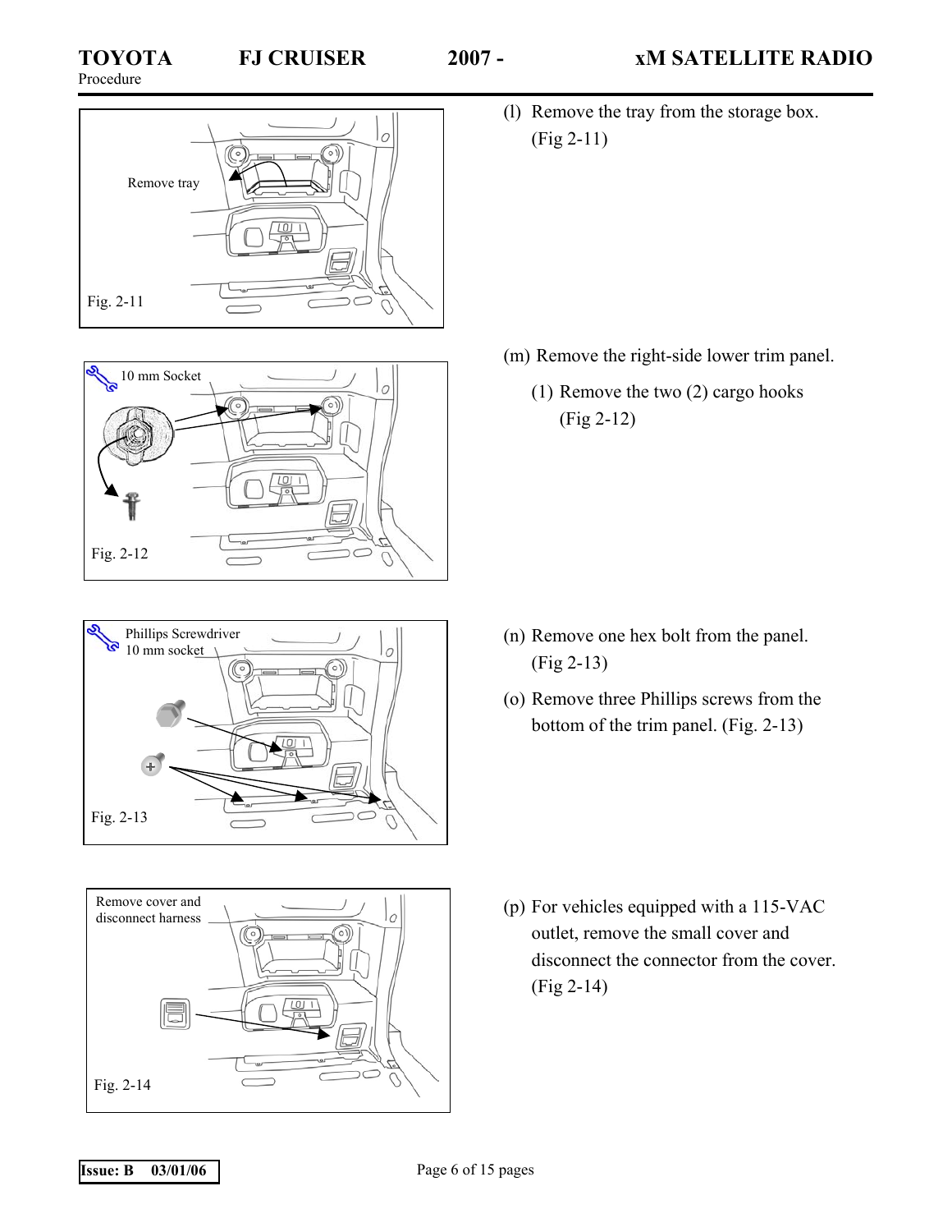Remove tray

Fig. 2-11

(l) Remove the tray from the storage box. (Fig 2-11)

10 mm Socket

Fig. 2-12

(m) Remove the right-side lower trim panel.

(1) Remove the two (2) cargo hooks (Fig 2-12)

Phillips Screwdriver
10 mm socket

Fig. 2-13

(n) Remove one hex bolt from the panel. (Fig 2-13)

(o) Remove three Phillips screws from the bottom of the trim panel. (Fig. 2-13)

Remove cover and disconnect harness

Fig. 2-14

(p) For vehicles equipped with a 115-VAC outlet, remove the small cover and disconnect the connector from the cover. (Fig 2-14)

Issue: B 03/01/06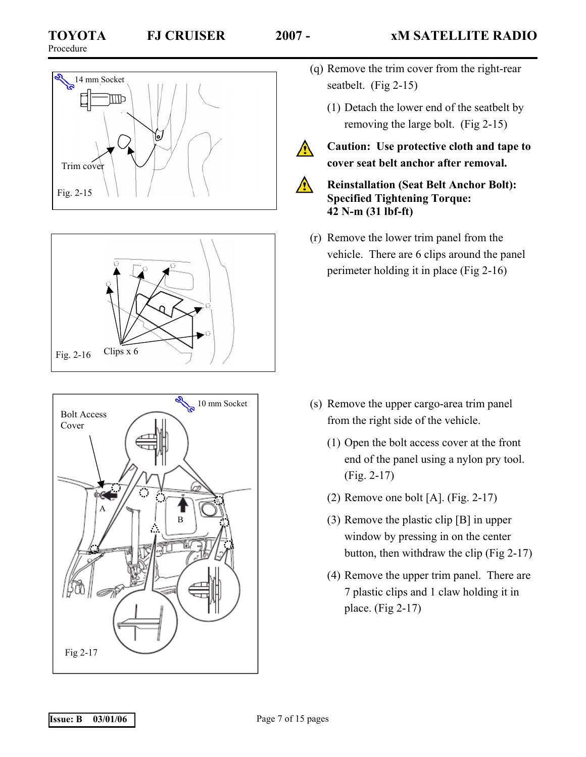(q) Remove the trim cover from the right-rear seatbelt. (Fig 2-15)

(1) Detach the lower end of the seatbelt by removing the large bolt. (Fig 2-15)

**Caution: Use protective cloth and tape to cover seat belt anchor after removal.**

**Reinstallation (Seat Belt Anchor Bolt):**
**Specified Tightening Torque:**
**42 N-m (31 lbf-ft)**

14 mm Socket

Trim cover

Fig. 2-15

(r) Remove the lower trim panel from the vehicle. There are 6 clips around the panel perimeter holding it in place (Fig 2-16)

Clips x 6

Fig. 2-16

(s) Remove the upper cargo-area trim panel from the right side of the vehicle.

(1) Open the bolt access cover at the front end of the panel using a nylon pry tool. (Fig. 2-17)

(2) Remove one bolt [A]. (Fig. 2-17)

(3) Remove the plastic clip [B] in upper window by pressing in on the center button, then withdraw the clip (Fig 2-17)

(4) Remove the upper trim panel. There are 7 plastic clips and 1 claw holding it in place. (Fig 2-17)

10 mm Socket

Bolt Access Cover

A

B

Fig 2-17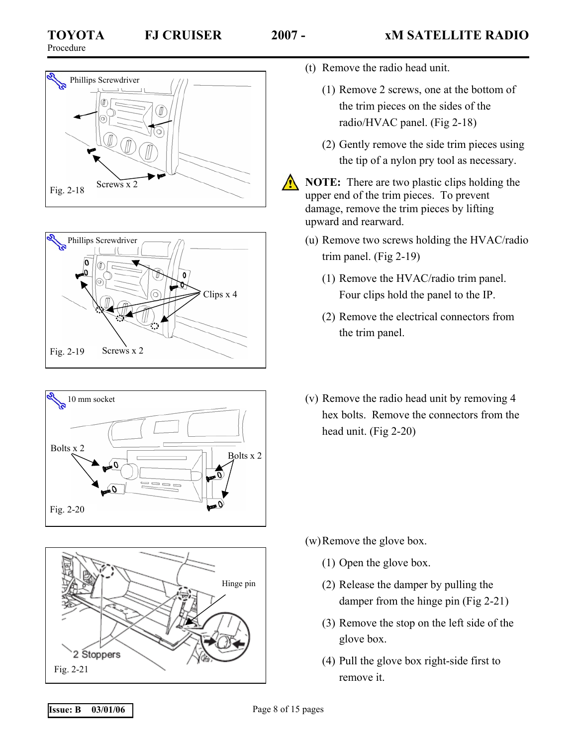(t) Remove the radio head unit.

(1) Remove 2 screws, one at the bottom of the trim pieces on the sides of the radio/HVAC panel. (Fig 2-18)

(2) Gently remove the side trim pieces using the tip of a nylon pry tool as necessary.

**NOTE:** There are two plastic clips holding the upper end of the trim pieces. To prevent damage, remove the trim pieces by lifting upward and rearward.

Phillips Screwdriver

Screws x 2

Fig. 2-18

(u) Remove two screws holding the HVAC/radio trim panel. (Fig 2-19)

(1) Remove the HVAC/radio trim panel. Four clips hold the panel to the IP.

(2) Remove the electrical connectors from the trim panel.

Phillips Screwdriver

Clips x 4

Screws x 2

Fig. 2-19

(v) Remove the radio head unit by removing 4 hex bolts. Remove the connectors from the head unit. (Fig 2-20)

10 mm socket

Bolts x 2

Bolts x 2

Fig. 2-20

(w) Remove the glove box.

(1) Open the glove box.

(2) Release the damper by pulling the damper from the hinge pin (Fig 2-21)

(3) Remove the stop on the left side of the glove box.

(4) Pull the glove box right-side first to remove it.

Hinge pin

2 Stoppers

Fig. 2-21

Issue: B 03/01/06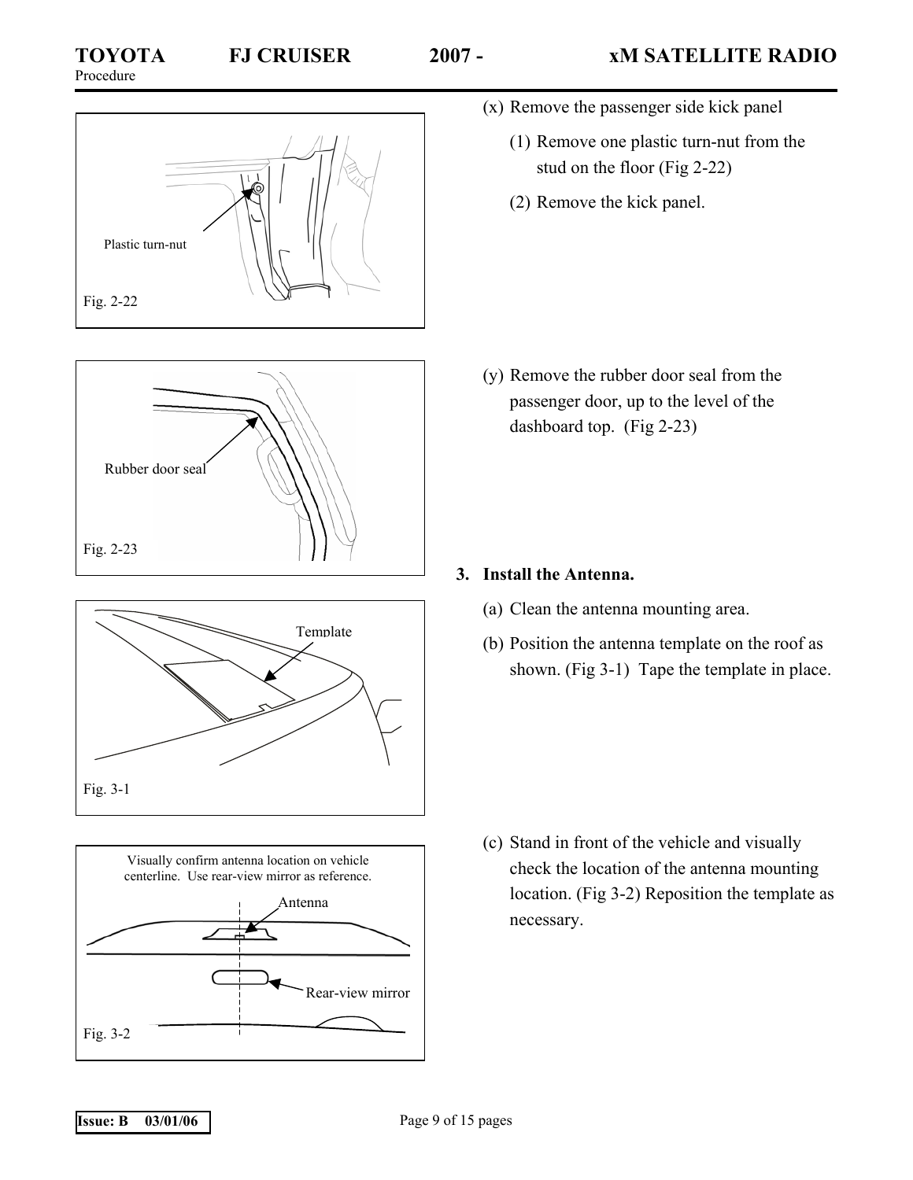(x) Remove the passenger side kick panel

(1) Remove one plastic turn-nut from the stud on the floor (Fig 2-22)

(2) Remove the kick panel.

Plastic turn-nut

Fig. 2-22

(y) Remove the rubber door seal from the passenger door, up to the level of the dashboard top. (Fig 2-23)

Rubber door seal

Fig. 2-23

**3. Install the Antenna.**

(a) Clean the antenna mounting area.

(b) Position the antenna template on the roof as shown. (Fig 3-1) Tape the template in place.

Template

Fig. 3-1

(c) Stand in front of the vehicle and visually check the location of the antenna mounting location. (Fig 3-2) Reposition the template as necessary.

Visually confirm antenna location on vehicle centerline. Use rear-view mirror as reference.

Antenna

Rear-view mirror

Fig. 3-2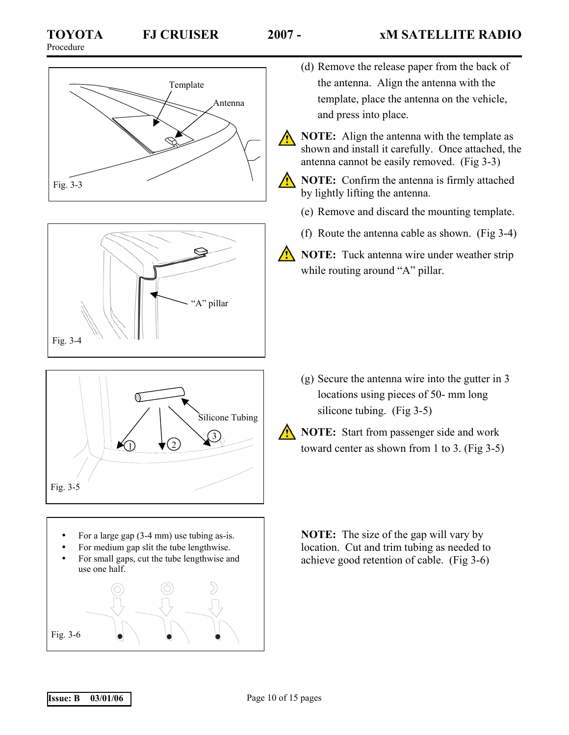(d) Remove the release paper from the back of the antenna. Align the antenna with the template, place the antenna on the vehicle, and press into place.

**NOTE:** Align the antenna with the template as shown and install it carefully. Once attached, the antenna cannot be easily removed. (Fig 3-3)

**NOTE:** Confirm the antenna is firmly attached by lightly lifting the antenna.

(e) Remove and discard the mounting template.

(f) Route the antenna cable as shown. (Fig 3-4)

**NOTE:** Tuck antenna wire under weather strip while routing around "A" pillar.

Template

Antenna

Fig. 3-3

"A" pillar

Fig. 3-4

(g) Secure the antenna wire into the gutter in 3 locations using pieces of 50- mm long silicone tubing. (Fig 3-5)

**NOTE:** Start from passenger side and work toward center as shown from 1 to 3. (Fig 3-5)

Silicone Tubing

1 2 3

Fig. 3-5

- For a large gap (3-4 mm) use tubing as-is.
- For medium gap slit the tube lengthwise.
- For small gaps, cut the tube lengthwise and use one half.

Fig. 3-6

**NOTE:** The size of the gap will vary by location. Cut and trim tubing as needed to achieve good retention of cable. (Fig 3-6)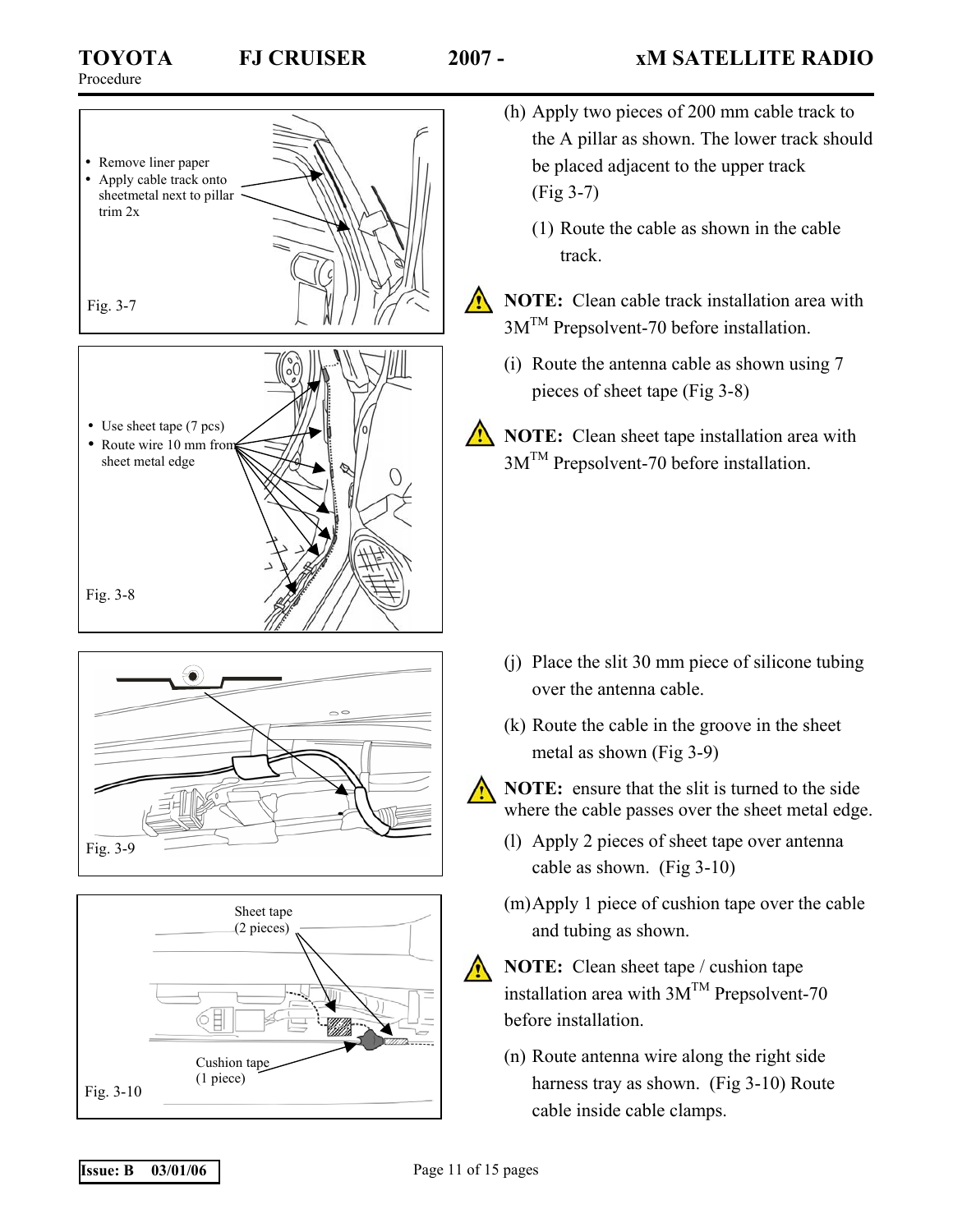- Remove liner paper
- Apply cable track onto sheetmetal next to pillar trim 2x

Fig. 3-7

- Use sheet tape (7 pcs)
- Route wire 10 mm from sheet metal edge

Fig. 3-8

Fig. 3-9

Sheet tape (2 pieces)

Cushion tape (1 piece)

Fig. 3-10

(h) Apply two pieces of 200 mm cable track to the A pillar as shown. The lower track should be placed adjacent to the upper track (Fig 3-7)

(1) Route the cable as shown in the cable track.

**NOTE:** Clean cable track installation area with 3M™ Prepsolvent-70 before installation.

(i) Route the antenna cable as shown using 7 pieces of sheet tape (Fig 3-8)

**NOTE:** Clean sheet tape installation area with 3M™ Prepsolvent-70 before installation.

(j) Place the slit 30 mm piece of silicone tubing over the antenna cable.

(k) Route the cable in the groove in the sheet metal as shown (Fig 3-9)

**NOTE:** ensure that the slit is turned to the side where the cable passes over the sheet metal edge.

(l) Apply 2 pieces of sheet tape over antenna cable as shown. (Fig 3-10)

(m) Apply 1 piece of cushion tape over the cable and tubing as shown.

**NOTE:** Clean sheet tape / cushion tape installation area with 3M™ Prepsolvent-70 before installation.

(n) Route antenna wire along the right side harness tray as shown. (Fig 3-10) Route cable inside cable clamps.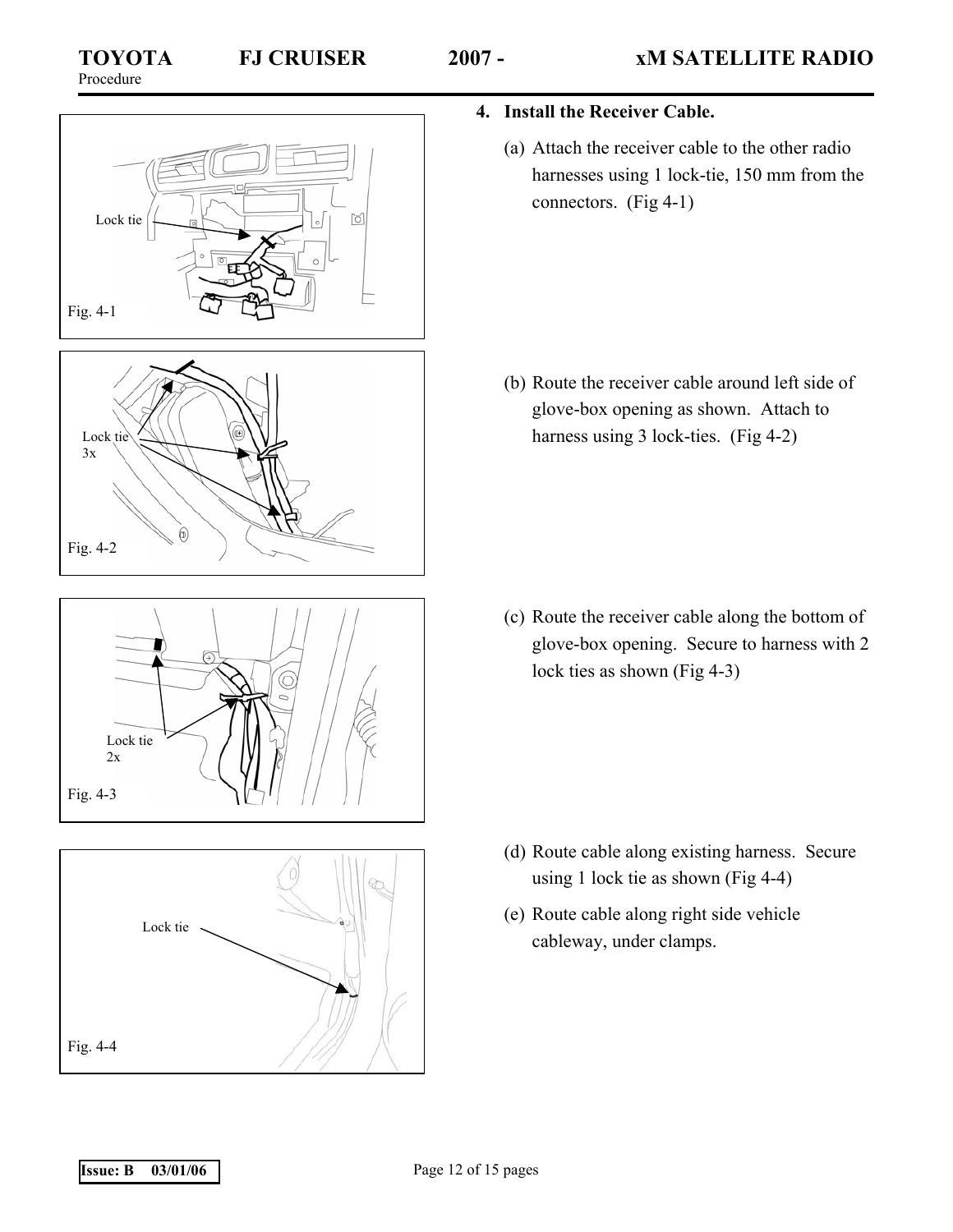## 4. Install the Receiver Cable.

(a) Attach the receiver cable to the other radio harnesses using 1 lock-tie, 150 mm from the connectors. (Fig 4-1)

Lock tie

Fig. 4-1

(b) Route the receiver cable around left side of glove-box opening as shown. Attach to harness using 3 lock-ties. (Fig 4-2)

Lock tie 3x

Fig. 4-2

(c) Route the receiver cable along the bottom of glove-box opening. Secure to harness with 2 lock ties as shown (Fig 4-3)

Lock tie 2x

Fig. 4-3

(d) Route cable along existing harness. Secure using 1 lock tie as shown (Fig 4-4)

(e) Route cable along right side vehicle cableway, under clamps.

Lock tie

Fig. 4-4

Issue: B 03/01/06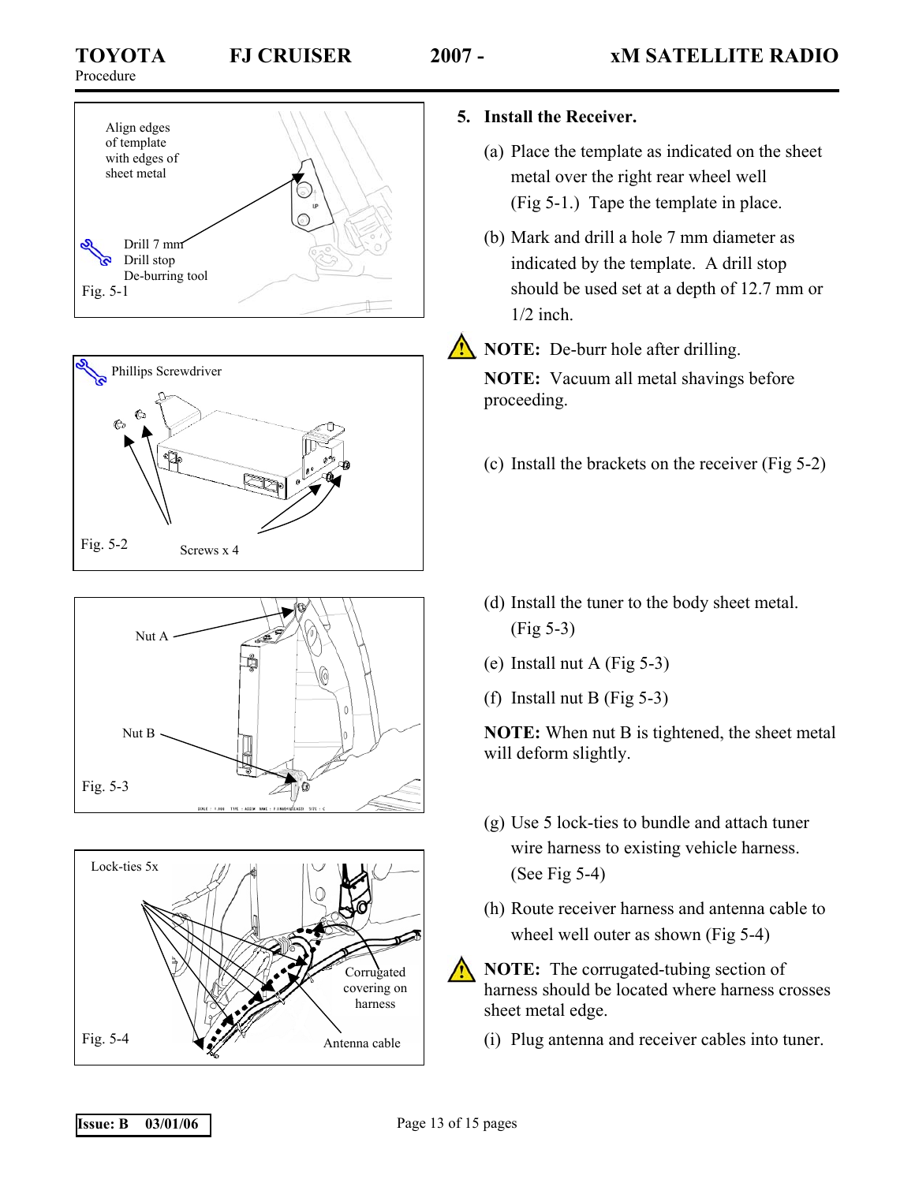## 5. Install the Receiver.

(a) Place the template as indicated on the sheet metal over the right rear wheel well (Fig 5-1.) Tape the template in place.

(b) Mark and drill a hole 7 mm diameter as indicated by the template. A drill stop should be used set at a depth of 12.7 mm or 1/2 inch.

**NOTE:** De-burr hole after drilling.

**NOTE:** Vacuum all metal shavings before proceeding.

(c) Install the brackets on the receiver (Fig 5-2)

(d) Install the tuner to the body sheet metal. (Fig 5-3)

(e) Install nut A (Fig 5-3)

(f) Install nut B (Fig 5-3)

**NOTE:** When nut B is tightened, the sheet metal will deform slightly.

(g) Use 5 lock-ties to bundle and attach tuner wire harness to existing vehicle harness. (See Fig 5-4)

(h) Route receiver harness and antenna cable to wheel well outer as shown (Fig 5-4)

**NOTE:** The corrugated-tubing section of harness should be located where harness crosses sheet metal edge.

(i) Plug antenna and receiver cables into tuner.

Align edges of template with edges of sheet metal

Drill 7 mm
Drill stop
De-burring tool

Fig. 5-1

Phillips Screwdriver

Screws x 4

Fig. 5-2

Nut A

Nut B

Fig. 5-3

Lock-ties 5x

Corrugated covering on harness

Antenna cable

Fig. 5-4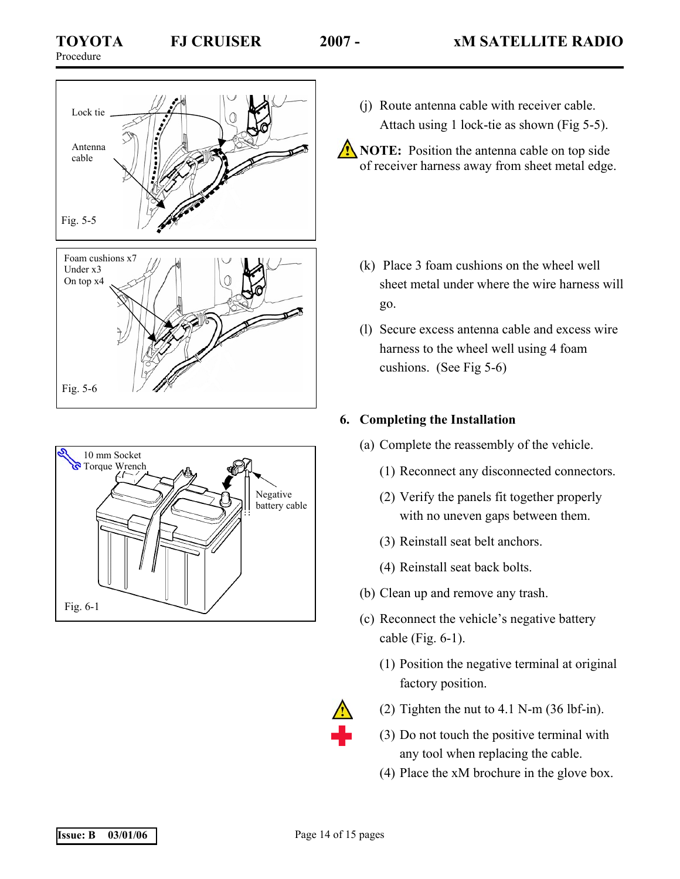Lock tie

Antenna cable

Fig. 5-5

(j) Route antenna cable with receiver cable. Attach using 1 lock-tie as shown (Fig 5-5).

**NOTE:** Position the antenna cable on top side of receiver harness away from sheet metal edge.

Foam cushions x7
Under x3
On top x4

Fig. 5-6

(k) Place 3 foam cushions on the wheel well sheet metal under where the wire harness will go.

(l) Secure excess antenna cable and excess wire harness to the wheel well using 4 foam cushions. (See Fig 5-6)

**6. Completing the Installation**

(a) Complete the reassembly of the vehicle.

(1) Reconnect any disconnected connectors.

(2) Verify the panels fit together properly with no uneven gaps between them.

(3) Reinstall seat belt anchors.

(4) Reinstall seat back bolts.

(b) Clean up and remove any trash.

(c) Reconnect the vehicle's negative battery cable (Fig. 6-1).

(1) Position the negative terminal at original factory position.

(2) Tighten the nut to 4.1 N-m (36 lbf-in).

(3) Do not touch the positive terminal with any tool when replacing the cable.

(4) Place the xM brochure in the glove box.

10 mm Socket
Torque Wrench

Negative battery cable

Fig. 6-1

**Issue: B 03/01/06**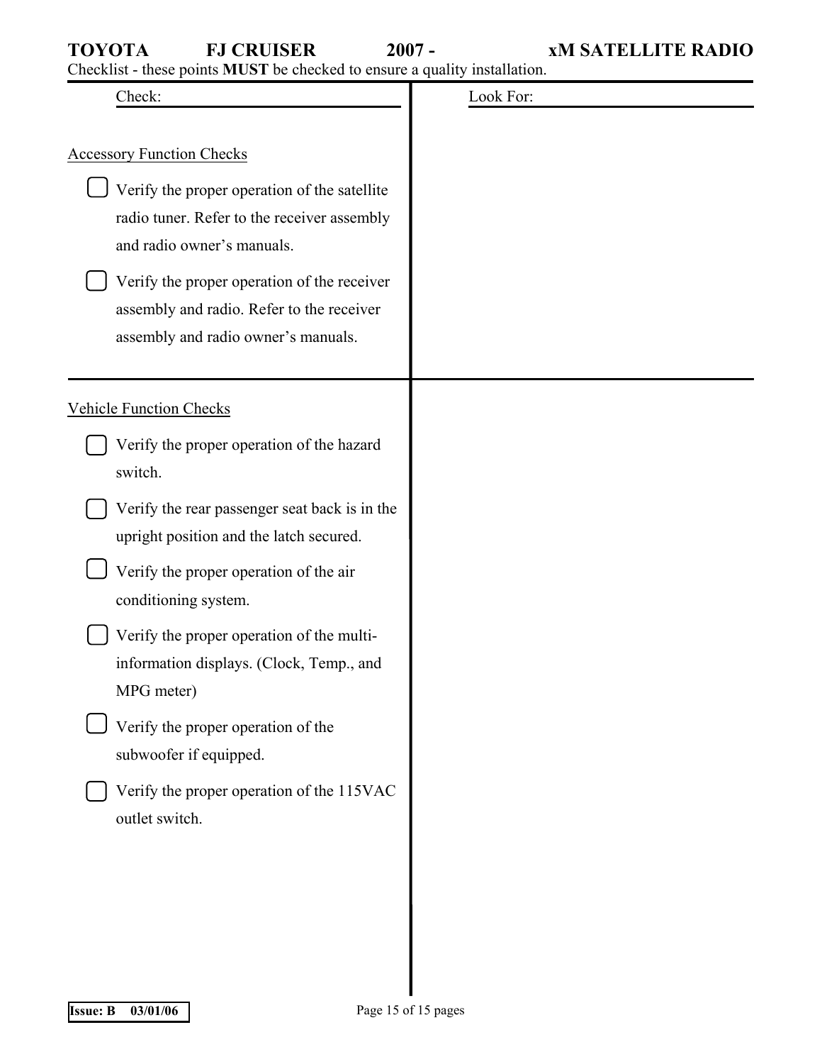Checklist - these points **MUST** be checked to ensure a quality installation.

| Check: | Look For: |
| --- | --- |
| **Accessory Function Checks** | |
| ☐ Verify the proper operation of the satellite radio tuner. Refer to the receiver assembly and radio owner's manuals. | |
| ☐ Verify the proper operation of the receiver assembly and radio. Refer to the receiver assembly and radio owner's manuals. | |
| **Vehicle Function Checks** | |
| ☐ Verify the proper operation of the hazard switch. | |
| ☐ Verify the rear passenger seat back is in the upright position and the latch secured. | |
| ☐ Verify the proper operation of the air conditioning system. | |
| ☐ Verify the proper operation of the multi-information displays. (Clock, Temp., and MPG meter) | |
| ☐ Verify the proper operation of the subwoofer if equipped. | |
| ☐ Verify the proper operation of the 115VAC outlet switch. | |

**Issue: B 03/01/06**